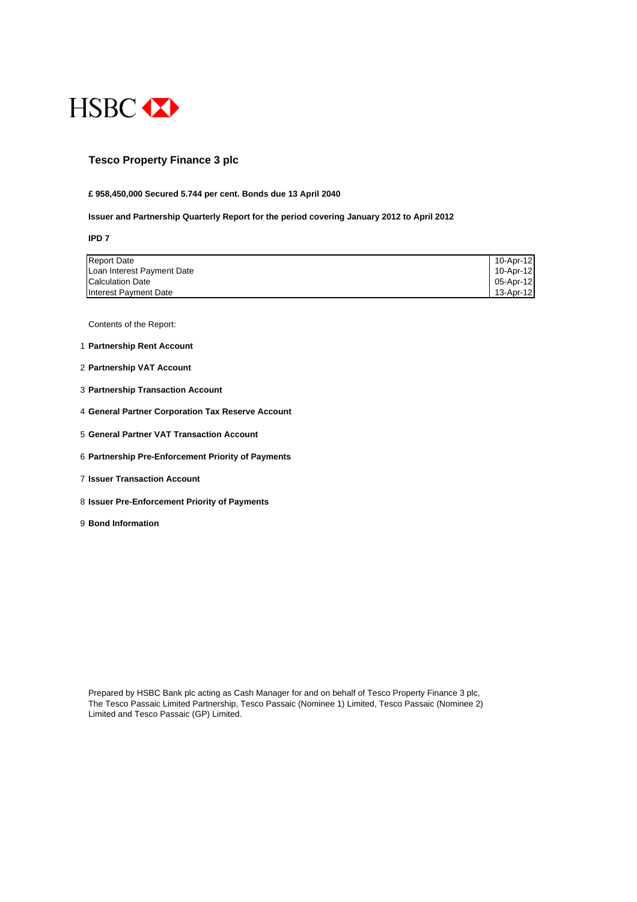HSBC

# Tesco Property Finance 3 plc

**£ 958,450,000 Secured 5.744 per cent. Bonds due 13 April 2040**

**Issuer and Partnership Quarterly Report for the period covering January 2012 to April 2012**

**IPD 7**

| | |
|---|---|
| Report Date | 10-Apr-12 |
| Loan Interest Payment Date | 10-Apr-12 |
| Calculation Date | 05-Apr-12 |
| Interest Payment Date | 13-Apr-12 |

Contents of the Report:

1 **Partnership Rent Account**

2 **Partnership VAT Account**

3 **Partnership Transaction Account**

4 **General Partner Corporation Tax Reserve Account**

5 **General Partner VAT Transaction Account**

6 **Partnership Pre-Enforcement Priority of Payments**

7 **Issuer Transaction Account**

8 **Issuer Pre-Enforcement Priority of Payments**

9 **Bond Information**

Prepared by HSBC Bank plc acting as Cash Manager for and on behalf of Tesco Property Finance 3 plc, The Tesco Passaic Limited Partnership, Tesco Passaic (Nominee 1) Limited, Tesco Passaic (Nominee 2) Limited and Tesco Passaic (GP) Limited.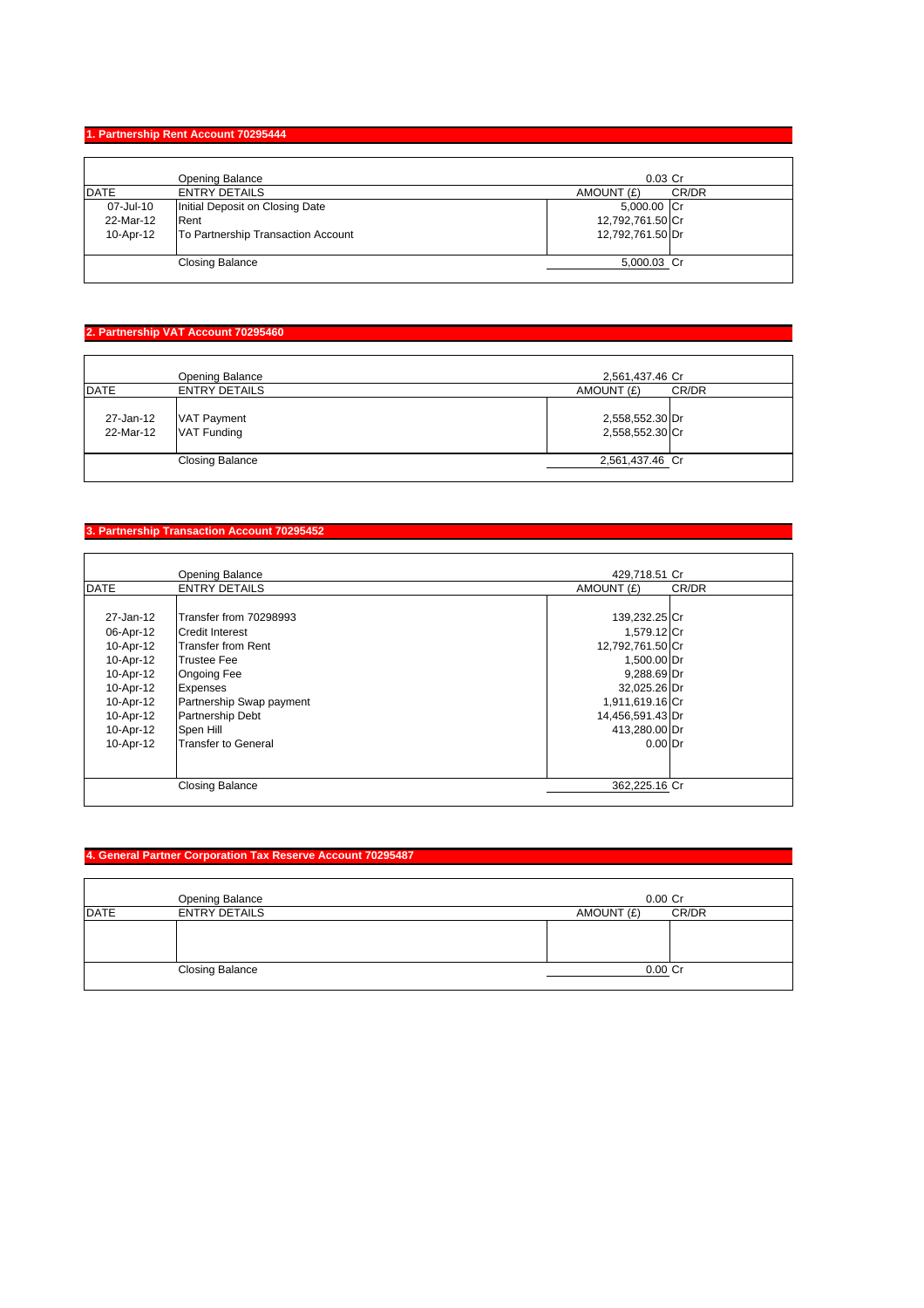## 1. Partnership Rent Account 70295444

| DATE | ENTRY DETAILS | AMOUNT (£) | CR/DR |
|---|---|---|---|
| | Opening Balance | 0.03 | Cr |
| 07-Jul-10 | Initial Deposit on Closing Date | 5,000.00 | Cr |
| 22-Mar-12 | Rent | 12,792,761.50 | Cr |
| 10-Apr-12 | To Partnership Transaction Account | 12,792,761.50 | Dr |
| | Closing Balance | 5,000.03 | Cr |

## 2. Partnership VAT Account 70295460

| DATE | ENTRY DETAILS | AMOUNT (£) | CR/DR |
|---|---|---|---|
| | Opening Balance | 2,561,437.46 | Cr |
| 27-Jan-12 | VAT Payment | 2,558,552.30 | Dr |
| 22-Mar-12 | VAT Funding | 2,558,552.30 | Cr |
| | Closing Balance | 2,561,437.46 | Cr |

## 3. Partnership Transaction Account 70295452

| DATE | ENTRY DETAILS | AMOUNT (£) | CR/DR |
|---|---|---|---|
| | Opening Balance | 429,718.51 | Cr |
| 27-Jan-12 | Transfer from 70298993 | 139,232.25 | Cr |
| 06-Apr-12 | Credit Interest | 1,579.12 | Cr |
| 10-Apr-12 | Transfer from Rent | 12,792,761.50 | Cr |
| 10-Apr-12 | Trustee Fee | 1,500.00 | Dr |
| 10-Apr-12 | Ongoing Fee | 9,288.69 | Dr |
| 10-Apr-12 | Expenses | 32,025.26 | Dr |
| 10-Apr-12 | Partnership Swap payment | 1,911,619.16 | Cr |
| 10-Apr-12 | Partnership Debt | 14,456,591.43 | Dr |
| 10-Apr-12 | Spen Hill | 413,280.00 | Dr |
| 10-Apr-12 | Transfer to General | 0.00 | Dr |
| | Closing Balance | 362,225.16 | Cr |

## 4. General Partner Corporation Tax Reserve Account 70295487

| DATE | ENTRY DETAILS | AMOUNT (£) | CR/DR |
|---|---|---|---|
| | Opening Balance | 0.00 | Cr |
| | Closing Balance | 0.00 | Cr |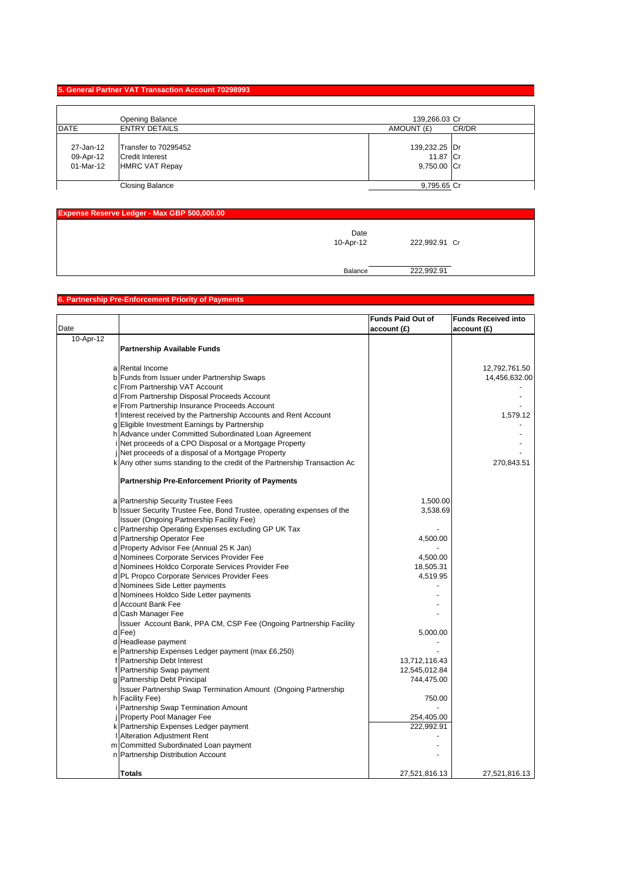## 5. General Partner VAT Transaction Account 70298993

| DATE | ENTRY DETAILS | AMOUNT (£) | CR/DR |
|---|---|---|---|
| | Opening Balance | 139,266.03 | Cr |
| 27-Jan-12 | Transfer to 70295452 | 139,232.25 | Dr |
| 09-Apr-12 | Credit Interest | 11.87 | Cr |
| 01-Mar-12 | HMRC VAT Repay | 9,750.00 | Cr |
| | Closing Balance | 9,795.65 | Cr |

## Expense Reserve Ledger - Max GBP 500,000.00

| Date | | |
|---|---|---|
| 10-Apr-12 | 222,992.91 | Cr |
| Balance | 222,992.91 | |

## 6. Partnership Pre-Enforcement Priority of Payments

| Date | | | Funds Paid Out of account (£) | Funds Received into account (£) |
|---|---|---|---|---|
| 10-Apr-12 | | **Partnership Available Funds** | | |
| | a | Rental Income | | 12,792,761.50 |
| | b | Funds from Issuer under Partnership Swaps | | 14,456,632.00 |
| | c | From Partnership VAT Account | | - |
| | d | From Partnership Disposal Proceeds Account | | - |
| | e | From Partnership Insurance Proceeds Account | | - |
| | f | Interest received by the Partnership Accounts and Rent Account | | 1,579.12 |
| | g | Eligible Investment Earnings by Partnership | | - |
| | h | Advance under Committed Subordinated Loan Agreement | | - |
| | i | Net proceeds of a CPO Disposal or a Mortgage Property | | - |
| | j | Net proceeds of a disposal of a Mortgage Property | | - |
| | k | Any other sums standing to the credit of the Partnership Transaction Ac | | 270,843.51 |
| | | **Partnership Pre-Enforcement Priority of Payments** | | |
| | a | Partnership Security Trustee Fees | 1,500.00 | |
| | b | Issuer Security Trustee Fee, Bond Trustee, operating expenses of the Issuer (Ongoing Partnership Facility Fee) | 3,538.69 | |
| | c | Partnership Operating Expenses excluding GP UK Tax | - | |
| | d | Partnership Operator Fee | 4,500.00 | |
| | d | Property Advisor Fee (Annual 25 K Jan) | - | |
| | d | Nominees Corporate Services Provider Fee | 4,500.00 | |
| | d | Nominees Holdco Corporate Services Provider Fee | 18,505.31 | |
| | d | PL Propco Corporate Services Provider Fees | 4,519.95 | |
| | d | Nominees Side Letter payments | - | |
| | d | Nominees Holdco Side Letter payments | - | |
| | d | Account Bank Fee | - | |
| | d | Cash Manager Fee | - | |
| | d | Issuer Account Bank, PPA CM, CSP Fee (Ongoing Partnership Facility Fee) | 5,000.00 | |
| | d | Headlease payment | - | |
| | e | Partnership Expenses Ledger payment (max £6,250) | - | |
| | f | Partnership Debt Interest | 13,712,116.43 | |
| | f | Partnership Swap payment | 12,545,012.84 | |
| | g | Partnership Debt Principal | 744,475.00 | |
| | h | Issuer Partnership Swap Termination Amount (Ongoing Partnership Facility Fee) | 750.00 | |
| | i | Partnership Swap Termination Amount | - | |
| | j | Property Pool Manager Fee | 254,405.00 | |
| | k | Partnership Expenses Ledger payment | 222,992.91 | |
| | l | Alteration Adjustment Rent | - | |
| | m | Committed Subordinated Loan payment | - | |
| | n | Partnership Distribution Account | - | |
| | | **Totals** | 27,521,816.13 | 27,521,816.13 |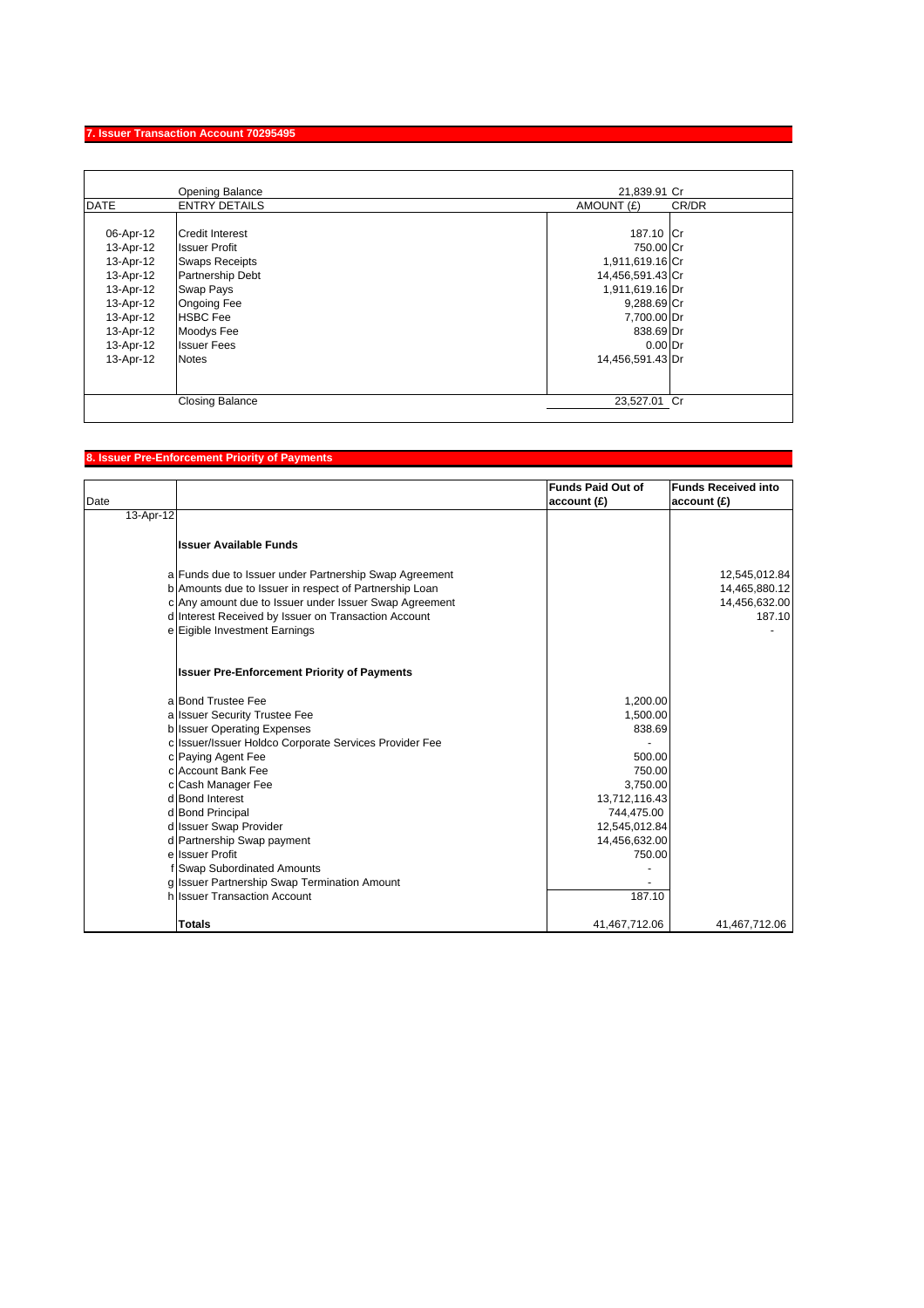## 7. Issuer Transaction Account 70295495

| DATE | ENTRY DETAILS | AMOUNT (£) | CR/DR |
|---|---|---|---|
| | Opening Balance | 21,839.91 | Cr |
| 06-Apr-12 | Credit Interest | 187.10 | Cr |
| 13-Apr-12 | Issuer Profit | 750.00 | Cr |
| 13-Apr-12 | Swaps Receipts | 1,911,619.16 | Cr |
| 13-Apr-12 | Partnership Debt | 14,456,591.43 | Cr |
| 13-Apr-12 | Swap Pays | 1,911,619.16 | Dr |
| 13-Apr-12 | Ongoing Fee | 9,288.69 | Cr |
| 13-Apr-12 | HSBC Fee | 7,700.00 | Dr |
| 13-Apr-12 | Moodys Fee | 838.69 | Dr |
| 13-Apr-12 | Issuer Fees | 0.00 | Dr |
| 13-Apr-12 | Notes | 14,456,591.43 | Dr |
| | Closing Balance | 23,527.01 | Cr |

## 8. Issuer Pre-Enforcement Priority of Payments

| Date | | | Funds Paid Out of account (£) | Funds Received into account (£) |
|---|---|---|---|---|
| 13-Apr-12 | | | | |
| | | **Issuer Available Funds** | | |
| | a | Funds due to Issuer under Partnership Swap Agreement | | 12,545,012.84 |
| | b | Amounts due to Issuer in respect of Partnership Loan | | 14,465,880.12 |
| | c | Any amount due to Issuer under Issuer Swap Agreement | | 14,456,632.00 |
| | d | Interest Received by Issuer on Transaction Account | | 187.10 |
| | e | Eigible Investment Earnings | | - |
| | | **Issuer Pre-Enforcement Priority of Payments** | | |
| | a | Bond Trustee Fee | 1,200.00 | |
| | a | Issuer Security Trustee Fee | 1,500.00 | |
| | b | Issuer Operating Expenses | 838.69 | |
| | c | Issuer/Issuer Holdco Corporate Services Provider Fee | - | |
| | c | Paying Agent Fee | 500.00 | |
| | c | Account Bank Fee | 750.00 | |
| | c | Cash Manager Fee | 3,750.00 | |
| | d | Bond Interest | 13,712,116.43 | |
| | d | Bond Principal | 744,475.00 | |
| | d | Issuer Swap Provider | 12,545,012.84 | |
| | d | Partnership Swap payment | 14,456,632.00 | |
| | e | Issuer Profit | 750.00 | |
| | f | Swap Subordinated Amounts | - | |
| | g | Issuer Partnership Swap Termination Amount | - | |
| | h | Issuer Transaction Account | 187.10 | |
| | | **Totals** | 41,467,712.06 | 41,467,712.06 |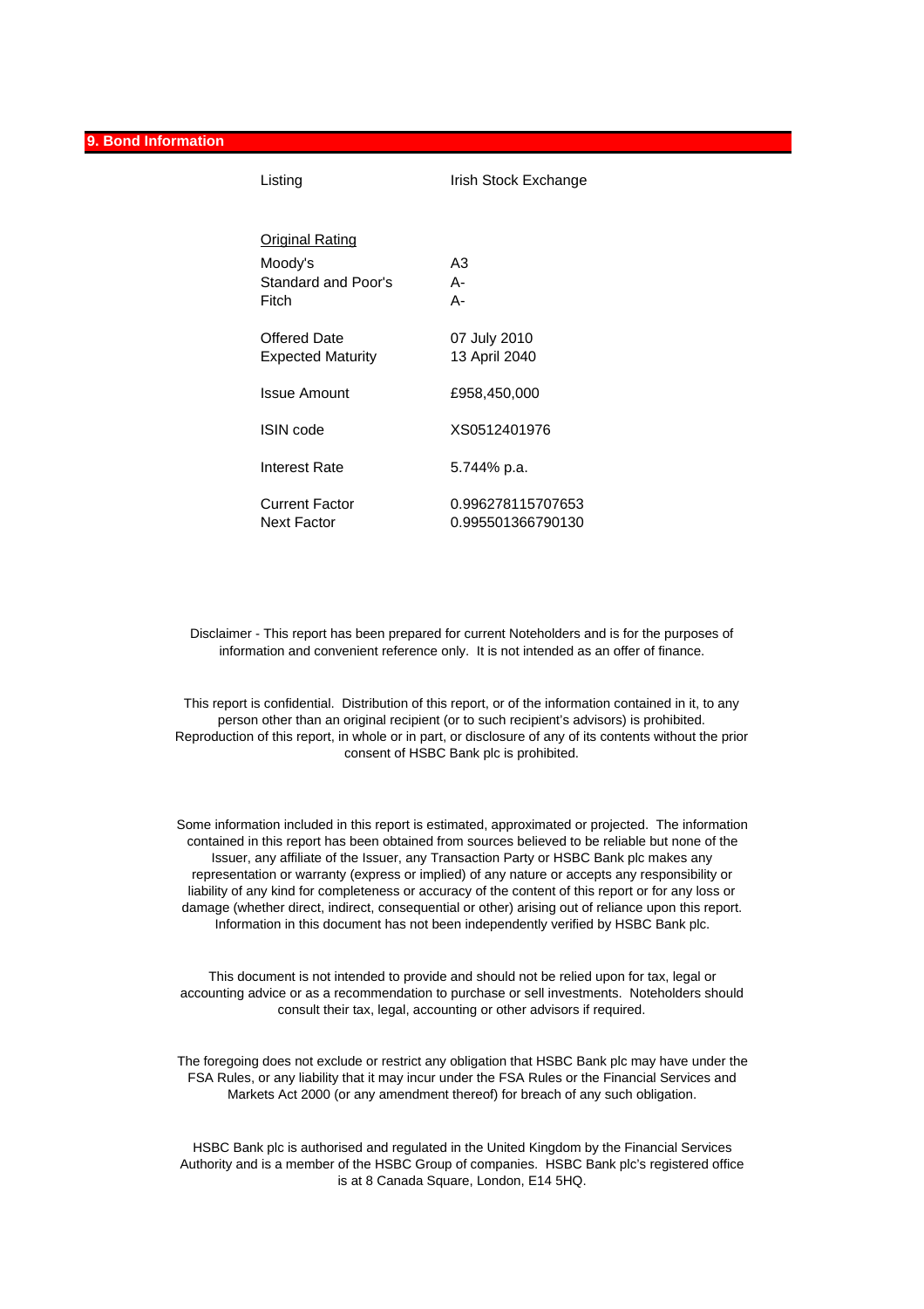## 9. Bond Information

| | |
|---|---|
| Listing | Irish Stock Exchange |
| | |
| Original Rating | |
| Moody's | A3 |
| Standard and Poor's | A- |
| Fitch | A- |
| | |
| Offered Date | 07 July 2010 |
| Expected Maturity | 13 April 2040 |
| | |
| Issue Amount | £958,450,000 |
| | |
| ISIN code | XS0512401976 |
| | |
| Interest Rate | 5.744% p.a. |
| | |
| Current Factor | 0.996278115707653 |
| Next Factor | 0.995501366790130 |

Disclaimer - This report has been prepared for current Noteholders and is for the purposes of information and convenient reference only. It is not intended as an offer of finance.

This report is confidential. Distribution of this report, or of the information contained in it, to any person other than an original recipient (or to such recipient's advisors) is prohibited. Reproduction of this report, in whole or in part, or disclosure of any of its contents without the prior consent of HSBC Bank plc is prohibited.

Some information included in this report is estimated, approximated or projected. The information contained in this report has been obtained from sources believed to be reliable but none of the Issuer, any affiliate of the Issuer, any Transaction Party or HSBC Bank plc makes any representation or warranty (express or implied) of any nature or accepts any responsibility or liability of any kind for completeness or accuracy of the content of this report or for any loss or damage (whether direct, indirect, consequential or other) arising out of reliance upon this report. Information in this document has not been independently verified by HSBC Bank plc.

This document is not intended to provide and should not be relied upon for tax, legal or accounting advice or as a recommendation to purchase or sell investments. Noteholders should consult their tax, legal, accounting or other advisors if required.

The foregoing does not exclude or restrict any obligation that HSBC Bank plc may have under the FSA Rules, or any liability that it may incur under the FSA Rules or the Financial Services and Markets Act 2000 (or any amendment thereof) for breach of any such obligation.

HSBC Bank plc is authorised and regulated in the United Kingdom by the Financial Services Authority and is a member of the HSBC Group of companies. HSBC Bank plc's registered office is at 8 Canada Square, London, E14 5HQ.